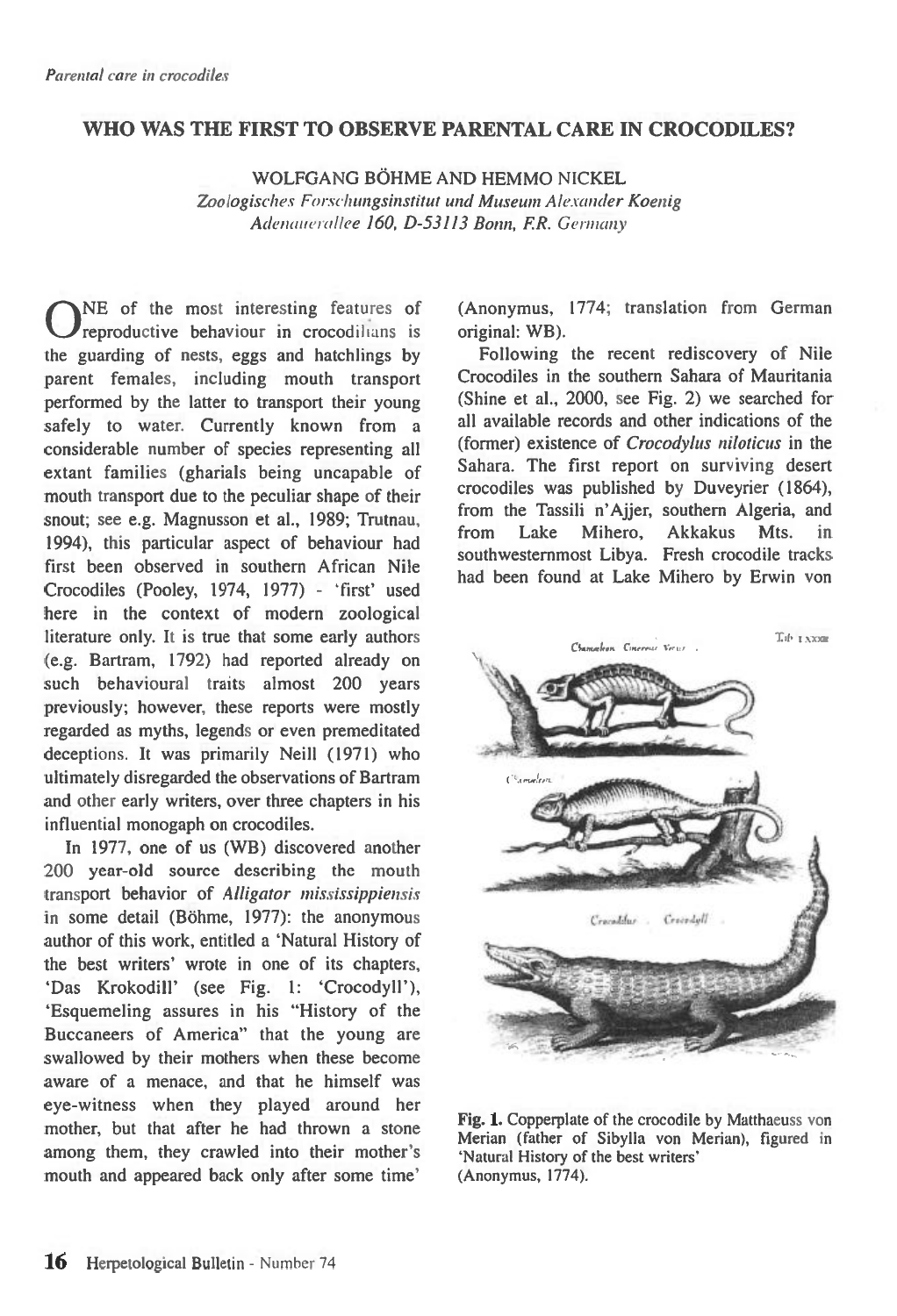# WHO WAS THE FIRST TO OBSERVE PARENTAL CARE IN CROCODILES?

WOLFGANG BÖHME AND HEMMO NICKEL

*Zoologisches Forschungsinstitut und Museum Alexander Koenig*
*Adenauerallee 160, D-53113 Bonn, F.R. Germany*

ONE of the most interesting features of reproductive behaviour in crocodilians is the guarding of nests, eggs and hatchlings by parent females, including mouth transport performed by the latter to transport their young safely to water. Currently known from a considerable number of species representing all extant families (gharials being uncapable of mouth transport due to the peculiar shape of their snout; see e.g. Magnusson et al., 1989; Trutnau, 1994), this particular aspect of behaviour had first been observed in southern African Nile Crocodiles (Pooley, 1974, 1977) - 'first' used here in the context of modern zoological literature only. It is true that some early authors (e.g. Bartram, 1792) had reported already on such behavioural traits almost 200 years previously; however, these reports were mostly regarded as myths, legends or even premeditated deceptions. It was primarily Neill (1971) who ultimately disregarded the observations of Bartram and other early writers, over three chapters in his influential monogaph on crocodiles.

In 1977, one of us (WB) discovered another 200 year-old source describing the mouth transport behavior of *Alligator mississippiensis* in some detail (Böhme, 1977): the anonymous author of this work, entitled a 'Natural History of the best writers' wrote in one of its chapters, 'Das Krokodill' (see Fig. 1: 'Crocodyll'), 'Esquemeling assures in his "History of the Buccaneers of America" that the young are swallowed by their mothers when these become aware of a menace, and that he himself was eye-witness when they played around her mother, but that after he had thrown a stone among them, they crawled into their mother's mouth and appeared back only after some time' (Anonymus, 1774; translation from German original: WB).

Following the recent rediscovery of Nile Crocodiles in the southern Sahara of Mauritania (Shine et al., 2000, see Fig. 2) we searched for all available records and other indications of the (former) existence of *Crocodylus niloticus* in the Sahara. The first report on surviving desert crocodiles was published by Duveyrier (1864), from the Tassili n'Ajjer, southern Algeria, and from Lake Mihero, Akkakus Mts. in southwesternmost Libya. Fresh crocodile tracks had been found at Lake Mihero by Erwin von

**Fig. 1.** Copperplate of the crocodile by Matthaeuss von Merian (father of Sibylla von Merian), figured in 'Natural History of the best writers' (Anonymus, 1774).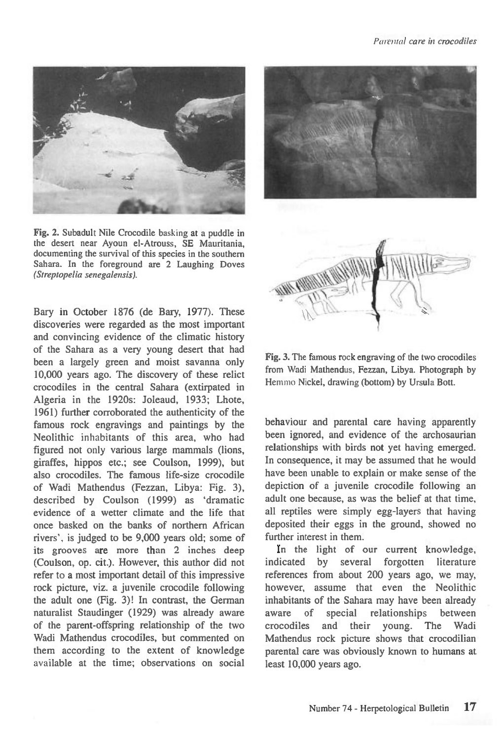Fig. 2. Subadult Nile Crocodile basking at a puddle in the desert near Ayoun el-Atrouss, SE Mauritania, documenting the survival of this species in the southern Sahara. In the foreground are 2 Laughing Doves (*Streptopelia senegalensis*).

Fig. 3. The famous rock engraving of the two crocodiles from Wadi Mathendus, Fezzan, Libya. Photograph by Hemmo Nickel, drawing (bottom) by Ursula Bott.

Bary in October 1876 (de Bary, 1977). These discoveries were regarded as the most important and convincing evidence of the climatic history of the Sahara as a very young desert that had been a largely green and moist savanna only 10,000 years ago. The discovery of these relict crocodiles in the central Sahara (extirpated in Algeria in the 1920s: Joleaud, 1933; Lhote, 1961) further corroborated the authenticity of the famous rock engravings and paintings by the Neolithic inhabitants of this area, who had figured not only various large mammals (lions, giraffes, hippos etc.; see Coulson, 1999), but also crocodiles. The famous life-size crocodile of Wadi Mathendus (Fezzan, Libya: Fig. 3), described by Coulson (1999) as 'dramatic evidence of a wetter climate and the life that once basked on the banks of northern African rivers', is judged to be 9,000 years old; some of its grooves are more than 2 inches deep (Coulson, op. cit.). However, this author did not refer to a most important detail of this impressive rock picture, viz. a juvenile crocodile following the adult one (Fig. 3)! In contrast, the German naturalist Staudinger (1929) was already aware of the parent-offspring relationship of the two Wadi Mathendus crocodiles, but commented on them according to the extent of knowledge available at the time; observations on social behaviour and parental care having apparently been ignored, and evidence of the archosaurian relationships with birds not yet having emerged. In consequence, it may be assumed that he would have been unable to explain or make sense of the depiction of a juvenile crocodile following an adult one because, as was the belief at that time, all reptiles were simply egg-layers that having deposited their eggs in the ground, showed no further interest in them.

In the light of our current knowledge, indicated by several forgotten literature references from about 200 years ago, we may, however, assume that even the Neolithic inhabitants of the Sahara may have been already aware of special relationships between crocodiles and their young. The Wadi Mathendus rock picture shows that crocodilian parental care was obviously known to humans at least 10,000 years ago.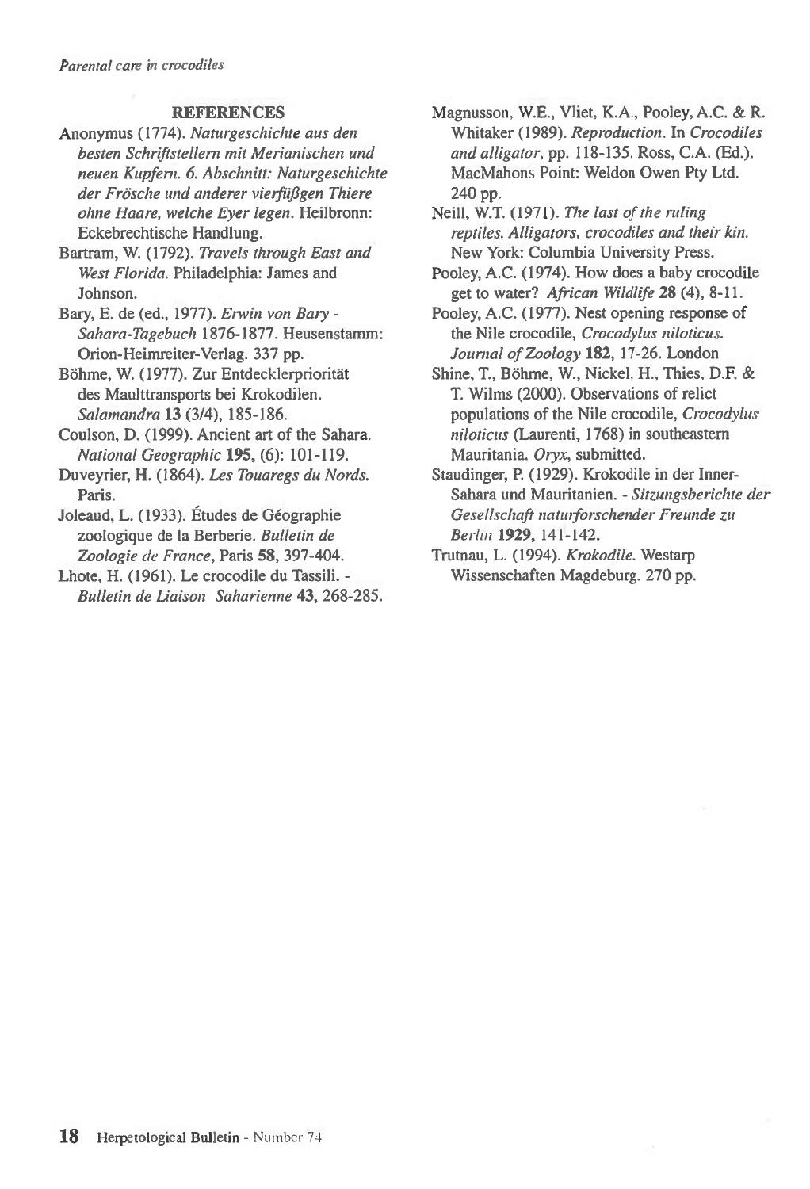## REFERENCES

Anonymus (1774). *Naturgeschichte aus den besten Schriftstellern mit Merianischen und neuen Kupfern. 6. Abschnitt: Naturgeschichte der Frösche und anderer vierfüßgen Thiere ohne Haare, welche Eyer legen.* Heilbronn: Eckebrechtische Handlung.

Bartram, W. (1792). *Travels through East and West Florida.* Philadelphia: James and Johnson.

Bary, E. de (ed., 1977). *Erwin von Bary - Sahara-Tagebuch* 1876-1877. Heusenstamm: Orion-Heimreiter-Verlag. 337 pp.

Böhme, W. (1977). Zur Entdecklerpriorität des Maulttransports bei Krokodilen. *Salamandra* **13** (3/4), 185-186.

Coulson, D. (1999). Ancient art of the Sahara. *National Geographic* **195**, (6): 101-119.

Duveyrier, H. (1864). *Les Touaregs du Nords.* Paris.

Joleaud, L. (1933). Études de Géographie zoologique de la Berberie. *Bulletin de Zoologie de France*, Paris **58**, 397-404.

Lhote, H. (1961). Le crocodile du Tassili. - *Bulletin de Liaison Saharienne* **43**, 268-285.

Magnusson, W.E., Vliet, K.A., Pooley, A.C. & R. Whitaker (1989). *Reproduction*. In *Crocodiles and alligator*, pp. 118-135. Ross, C.A. (Ed.). MacMahons Point: Weldon Owen Pty Ltd. 240 pp.

Neill, W.T. (1971). *The last of the ruling reptiles. Alligators, crocodiles and their kin.* New York: Columbia University Press.

Pooley, A.C. (1974). How does a baby crocodile get to water? *African Wildlife* **28** (4), 8-11.

Pooley, A.C. (1977). Nest opening response of the Nile crocodile, *Crocodylus niloticus*. *Journal of Zoology* **182**, 17-26. London

Shine, T., Böhme, W., Nickel, H., Thies, D.F. & T. Wilms (2000). Observations of relict populations of the Nile crocodile, *Crocodylus niloticus* (Laurenti, 1768) in southeastern Mauritania. *Oryx*, submitted.

Staudinger, P. (1929). Krokodile in der Inner-Sahara und Mauritanien. - *Sitzungsberichte der Gesellschaft naturforschender Freunde zu Berlin* **1929**, 141-142.

Trutnau, L. (1994). *Krokodile.* Westarp Wissenschaften Magdeburg. 270 pp.